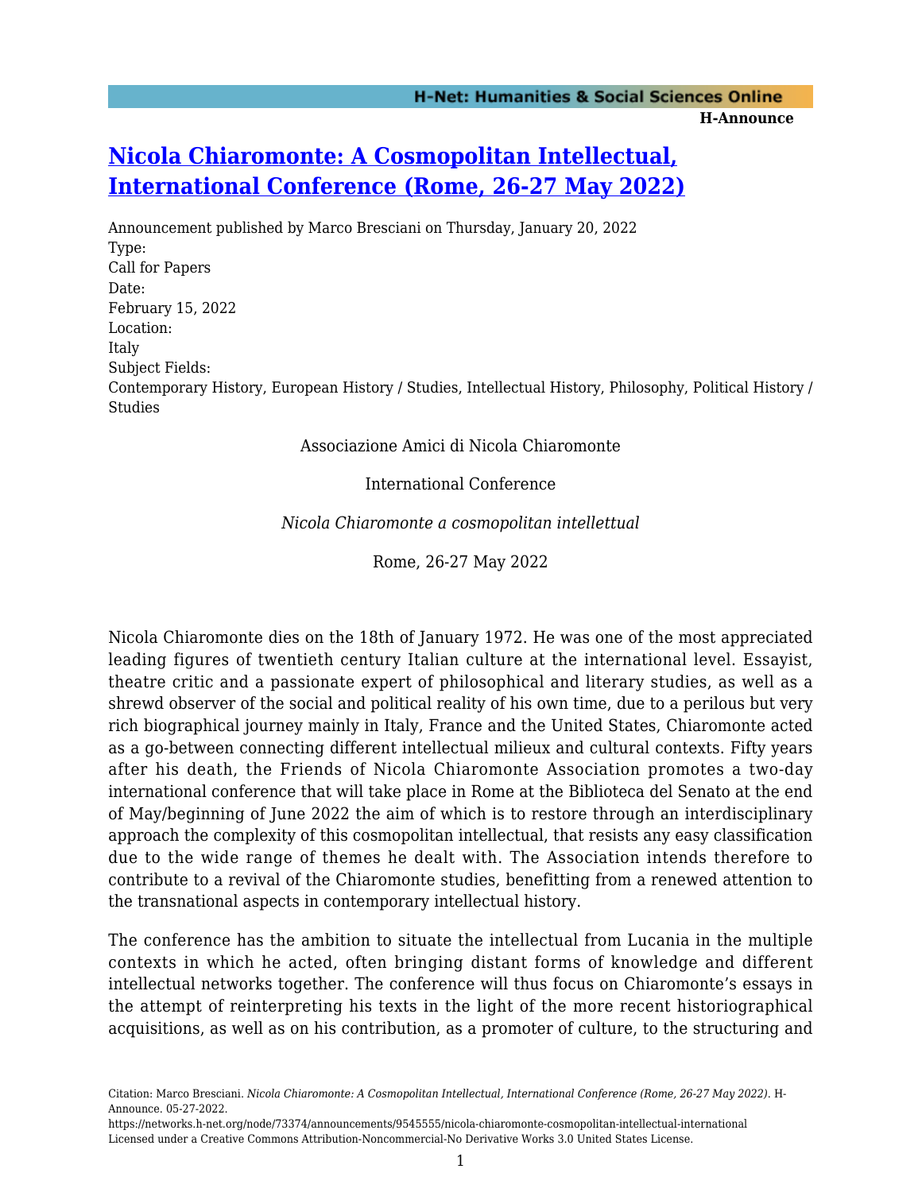# Nicola Chiaromonte: A Cosmopolitan Intellectual, International Conference (Rome, 26-27 May 2022)

Announcement published by Marco Bresciani on Thursday, January 20, 2022

Type:
Call for Papers

Date:
February 15, 2022

Location:
Italy

Subject Fields:
Contemporary History, European History / Studies, Intellectual History, Philosophy, Political History / Studies

Associazione Amici di Nicola Chiaromonte

International Conference

*Nicola Chiaromonte a cosmopolitan intellettual*

Rome, 26-27 May 2022

Nicola Chiaromonte dies on the 18th of January 1972. He was one of the most appreciated leading figures of twentieth century Italian culture at the international level. Essayist, theatre critic and a passionate expert of philosophical and literary studies, as well as a shrewd observer of the social and political reality of his own time, due to a perilous but very rich biographical journey mainly in Italy, France and the United States, Chiaromonte acted as a go-between connecting different intellectual milieux and cultural contexts. Fifty years after his death, the Friends of Nicola Chiaromonte Association promotes a two-day international conference that will take place in Rome at the Biblioteca del Senato at the end of May/beginning of June 2022 the aim of which is to restore through an interdisciplinary approach the complexity of this cosmopolitan intellectual, that resists any easy classification due to the wide range of themes he dealt with. The Association intends therefore to contribute to a revival of the Chiaromonte studies, benefitting from a renewed attention to the transnational aspects in contemporary intellectual history.

The conference has the ambition to situate the intellectual from Lucania in the multiple contexts in which he acted, often bringing distant forms of knowledge and different intellectual networks together. The conference will thus focus on Chiaromonte's essays in the attempt of reinterpreting his texts in the light of the more recent historiographical acquisitions, as well as on his contribution, as a promoter of culture, to the structuring and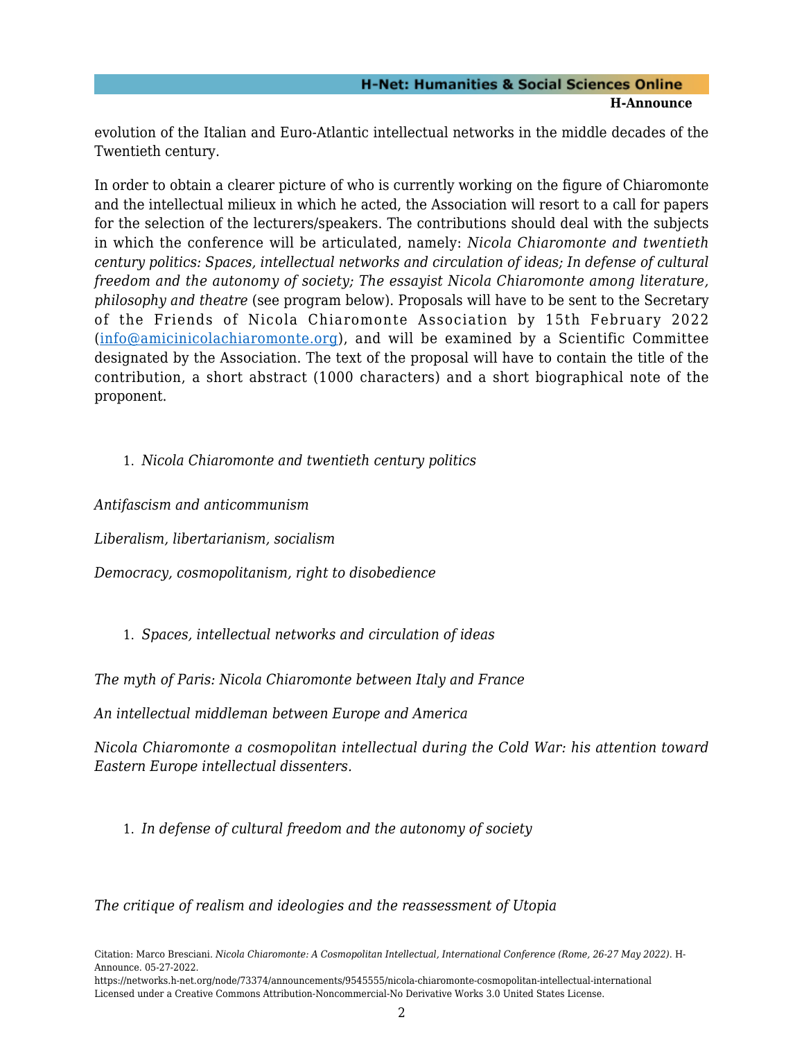evolution of the Italian and Euro-Atlantic intellectual networks in the middle decades of the Twentieth century.

In order to obtain a clearer picture of who is currently working on the figure of Chiaromonte and the intellectual milieux in which he acted, the Association will resort to a call for papers for the selection of the lecturers/speakers. The contributions should deal with the subjects in which the conference will be articulated, namely: *Nicola Chiaromonte and twentieth century politics: Spaces, intellectual networks and circulation of ideas; In defense of cultural freedom and the autonomy of society; The essayist Nicola Chiaromonte among literature, philosophy and theatre* (see program below). Proposals will have to be sent to the Secretary of the Friends of Nicola Chiaromonte Association by 15th February 2022 (info@amicinicolachiaromonte.org), and will be examined by a Scientific Committee designated by the Association. The text of the proposal will have to contain the title of the contribution, a short abstract (1000 characters) and a short biographical note of the proponent.

1. *Nicola Chiaromonte and twentieth century politics*

*Antifascism and anticommunism*

*Liberalism, libertarianism, socialism*

*Democracy, cosmopolitanism, right to disobedience*

1. *Spaces, intellectual networks and circulation of ideas*

*The myth of Paris: Nicola Chiaromonte between Italy and France*

*An intellectual middleman between Europe and America*

*Nicola Chiaromonte a cosmopolitan intellectual during the Cold War: his attention toward Eastern Europe intellectual dissenters.*

1. *In defense of cultural freedom and the autonomy of society*

*The critique of realism and ideologies and the reassessment of Utopia*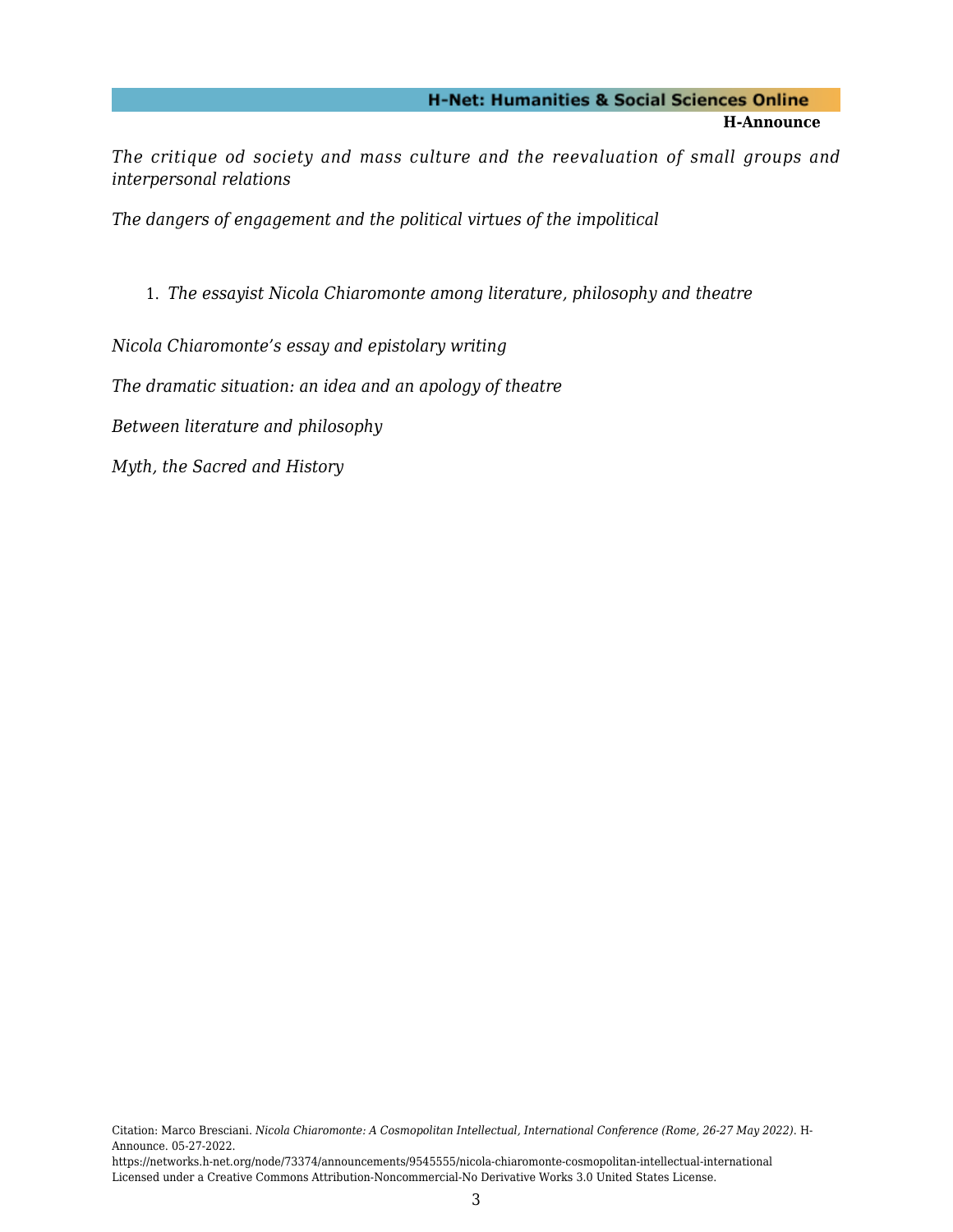*The critique od society and mass culture and the reevaluation of small groups and interpersonal relations*

*The dangers of engagement and the political virtues of the impolitical*

1. *The essayist Nicola Chiaromonte among literature, philosophy and theatre*

*Nicola Chiaromonte's essay and epistolary writing*

*The dramatic situation: an idea and an apology of theatre*

*Between literature and philosophy*

*Myth, the Sacred and History*